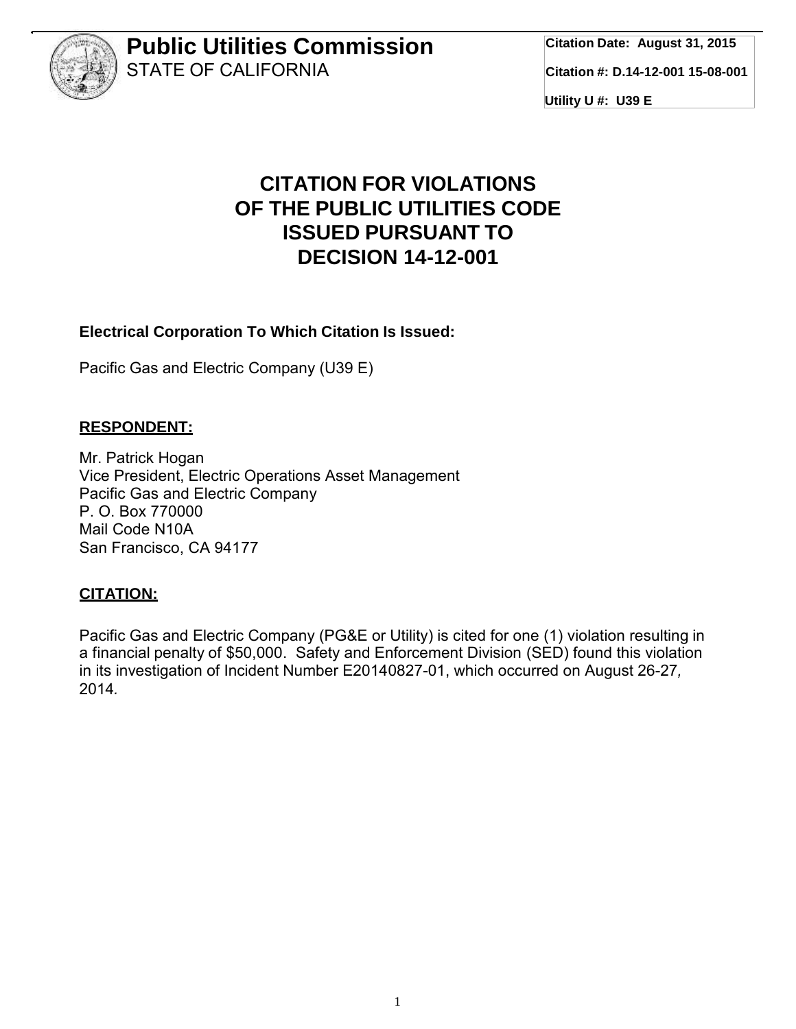**Public Utilities Commission**
STATE OF CALIFORNIA

| |
|---|
| **Citation Date: August 31, 2015** |
| **Citation #: D.14-12-001 15-08-001** |
| **Utility U #: U39 E** |

# CITATION FOR VIOLATIONS OF THE PUBLIC UTILITIES CODE ISSUED PURSUANT TO DECISION 14-12-001

**Electrical Corporation To Which Citation Is Issued:**

Pacific Gas and Electric Company (U39 E)

**RESPONDENT:**

Mr. Patrick Hogan
Vice President, Electric Operations Asset Management
Pacific Gas and Electric Company
P. O. Box 770000
Mail Code N10A
San Francisco, CA 94177

**CITATION:**

Pacific Gas and Electric Company (PG&E or Utility) is cited for one (1) violation resulting in a financial penalty of $50,000. Safety and Enforcement Division (SED) found this violation in its investigation of Incident Number E20140827-01, which occurred on August 26-27, 2014.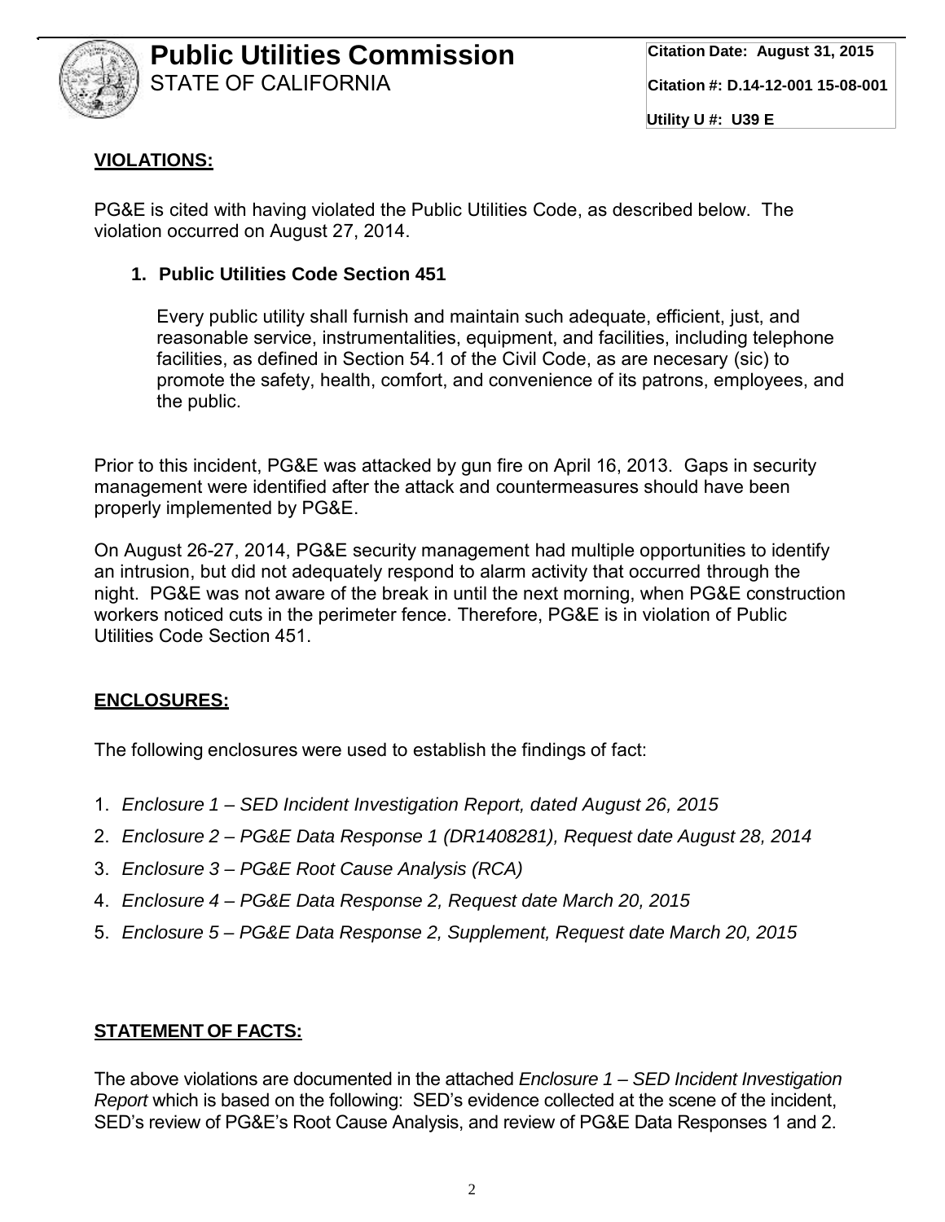**Public Utilities Commission**
STATE OF CALIFORNIA

**Citation Date: August 31, 2015**

**Citation #: D.14-12-001 15-08-001**

**Utility U #: U39 E**

**VIOLATIONS:**

PG&E is cited with having violated the Public Utilities Code, as described below. The violation occurred on August 27, 2014.

1. **Public Utilities Code Section 451**

   Every public utility shall furnish and maintain such adequate, efficient, just, and reasonable service, instrumentalities, equipment, and facilities, including telephone facilities, as defined in Section 54.1 of the Civil Code, as are necesary (sic) to promote the safety, health, comfort, and convenience of its patrons, employees, and the public.

Prior to this incident, PG&E was attacked by gun fire on April 16, 2013. Gaps in security management were identified after the attack and countermeasures should have been properly implemented by PG&E.

On August 26-27, 2014, PG&E security management had multiple opportunities to identify an intrusion, but did not adequately respond to alarm activity that occurred through the night. PG&E was not aware of the break in until the next morning, when PG&E construction workers noticed cuts in the perimeter fence. Therefore, PG&E is in violation of Public Utilities Code Section 451.

**ENCLOSURES:**

The following enclosures were used to establish the findings of fact:

1. *Enclosure 1 – SED Incident Investigation Report, dated August 26, 2015*
2. *Enclosure 2 – PG&E Data Response 1 (DR1408281), Request date August 28, 2014*
3. *Enclosure 3 – PG&E Root Cause Analysis (RCA)*
4. *Enclosure 4 – PG&E Data Response 2, Request date March 20, 2015*
5. *Enclosure 5 – PG&E Data Response 2, Supplement, Request date March 20, 2015*

**STATEMENT OF FACTS:**

The above violations are documented in the attached *Enclosure 1 – SED Incident Investigation Report* which is based on the following: SED's evidence collected at the scene of the incident, SED's review of PG&E's Root Cause Analysis, and review of PG&E Data Responses 1 and 2.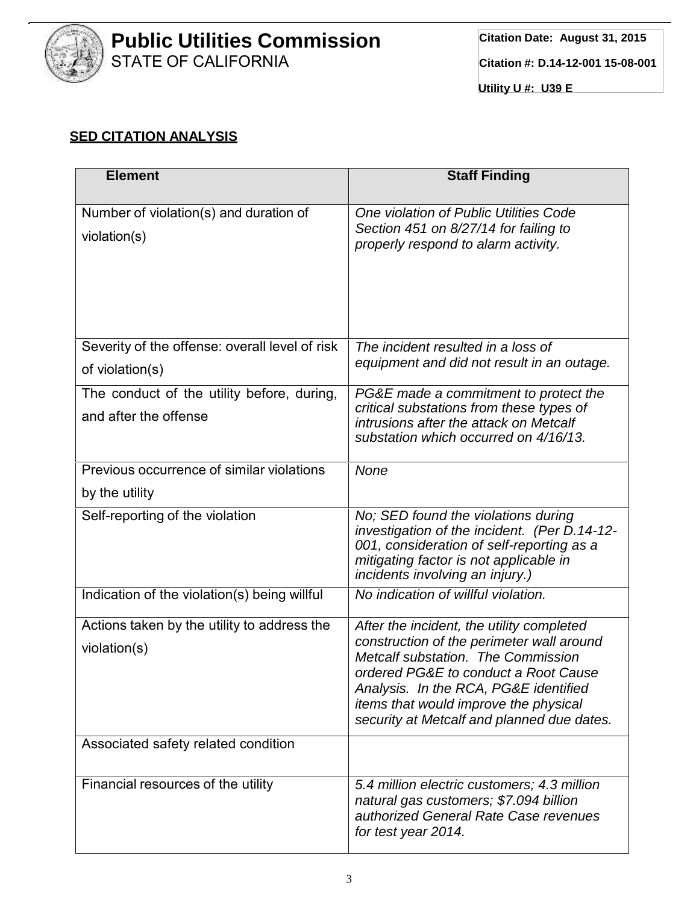**Public Utilities Commission**
STATE OF CALIFORNIA

**Citation Date: August 31, 2015**

**Citation #: D.14-12-001 15-08-001**

**Utility U #: U39 E**

## SED CITATION ANALYSIS

| Element | Staff Finding |
|---|---|
| Number of violation(s) and duration of violation(s) | *One violation of Public Utilities Code Section 451 on 8/27/14 for failing to properly respond to alarm activity.* |
| Severity of the offense: overall level of risk of violation(s) | *The incident resulted in a loss of equipment and did not result in an outage.* |
| The conduct of the utility before, during, and after the offense | *PG&E made a commitment to protect the critical substations from these types of intrusions after the attack on Metcalf substation which occurred on 4/16/13.* |
| Previous occurrence of similar violations by the utility | *None* |
| Self-reporting of the violation | *No; SED found the violations during investigation of the incident. (Per D.14-12-001, consideration of self-reporting as a mitigating factor is not applicable in incidents involving an injury.)* |
| Indication of the violation(s) being willful | *No indication of willful violation.* |
| Actions taken by the utility to address the violation(s) | *After the incident, the utility completed construction of the perimeter wall around Metcalf substation. The Commission ordered PG&E to conduct a Root Cause Analysis. In the RCA, PG&E identified items that would improve the physical security at Metcalf and planned due dates.* |
| Associated safety related condition | |
| Financial resources of the utility | *5.4 million electric customers; 4.3 million natural gas customers; $7.094 billion authorized General Rate Case revenues for test year 2014.* |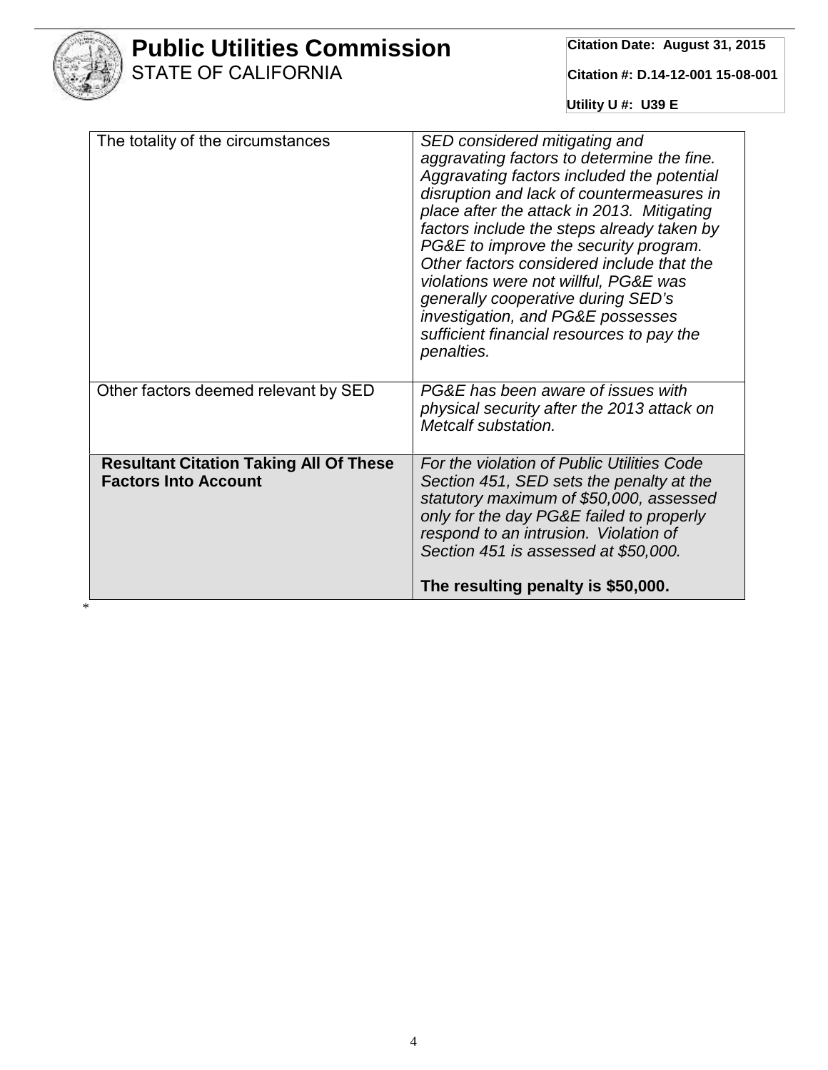| | |
|---|---|
| The totality of the circumstances | *SED considered mitigating and aggravating factors to determine the fine. Aggravating factors included the potential disruption and lack of countermeasures in place after the attack in 2013. Mitigating factors include the steps already taken by PG&E to improve the security program. Other factors considered include that the violations were not willful, PG&E was generally cooperative during SED's investigation, and PG&E possesses sufficient financial resources to pay the penalties.* |
| Other factors deemed relevant by SED | *PG&E has been aware of issues with physical security after the 2013 attack on Metcalf substation.* |
| **Resultant Citation Taking All Of These Factors Into Account** | *For the violation of Public Utilities Code Section 451, SED sets the penalty at the statutory maximum of $50,000, assessed only for the day PG&E failed to properly respond to an intrusion. Violation of Section 451 is assessed at $50,000.* <br><br> **The resulting penalty is $50,000.** |

*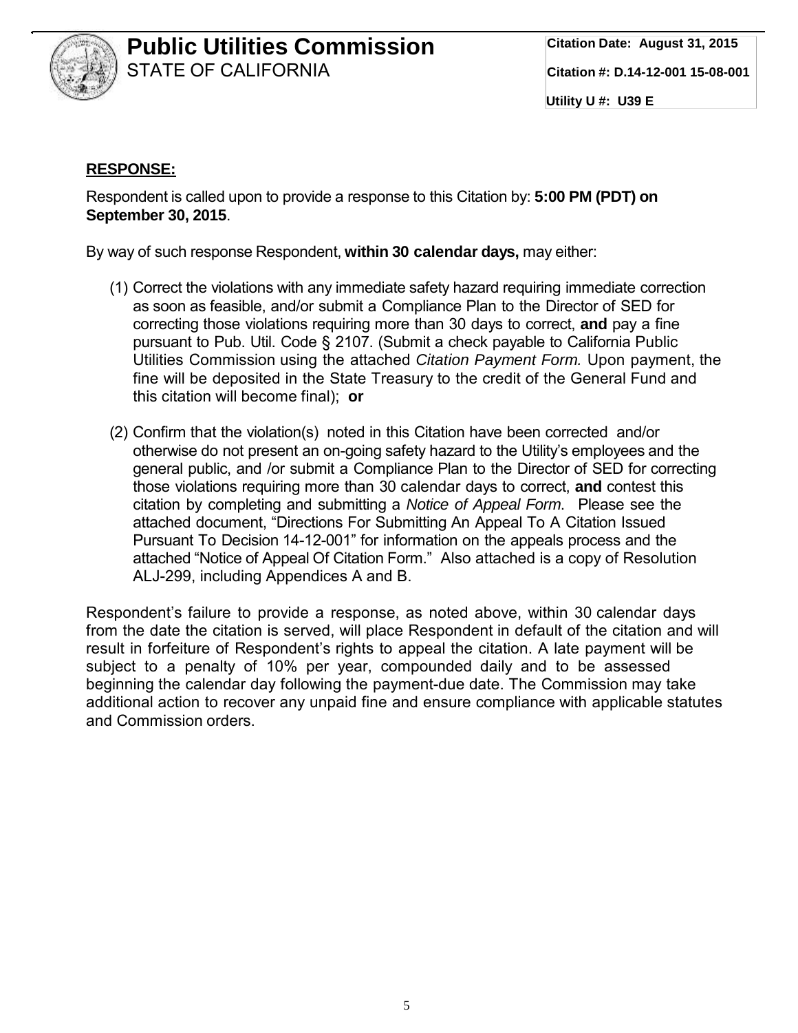**RESPONSE:**

Respondent is called upon to provide a response to this Citation by: **5:00 PM (PDT) on September 30, 2015**.

By way of such response Respondent, **within 30 calendar days,** may either:

(1) Correct the violations with any immediate safety hazard requiring immediate correction as soon as feasible, and/or submit a Compliance Plan to the Director of SED for correcting those violations requiring more than 30 days to correct, **and** pay a fine pursuant to Pub. Util. Code § 2107. (Submit a check payable to California Public Utilities Commission using the attached *Citation Payment Form.* Upon payment, the fine will be deposited in the State Treasury to the credit of the General Fund and this citation will become final); **or**

(2) Confirm that the violation(s) noted in this Citation have been corrected and/or otherwise do not present an on-going safety hazard to the Utility's employees and the general public, and /or submit a Compliance Plan to the Director of SED for correcting those violations requiring more than 30 calendar days to correct, **and** contest this citation by completing and submitting a *Notice of Appeal Form*. Please see the attached document, "Directions For Submitting An Appeal To A Citation Issued Pursuant To Decision 14-12-001" for information on the appeals process and the attached "Notice of Appeal Of Citation Form." Also attached is a copy of Resolution ALJ-299, including Appendices A and B.

Respondent's failure to provide a response, as noted above, within 30 calendar days from the date the citation is served, will place Respondent in default of the citation and will result in forfeiture of Respondent's rights to appeal the citation. A late payment will be subject to a penalty of 10% per year, compounded daily and to be assessed beginning the calendar day following the payment-due date. The Commission may take additional action to recover any unpaid fine and ensure compliance with applicable statutes and Commission orders.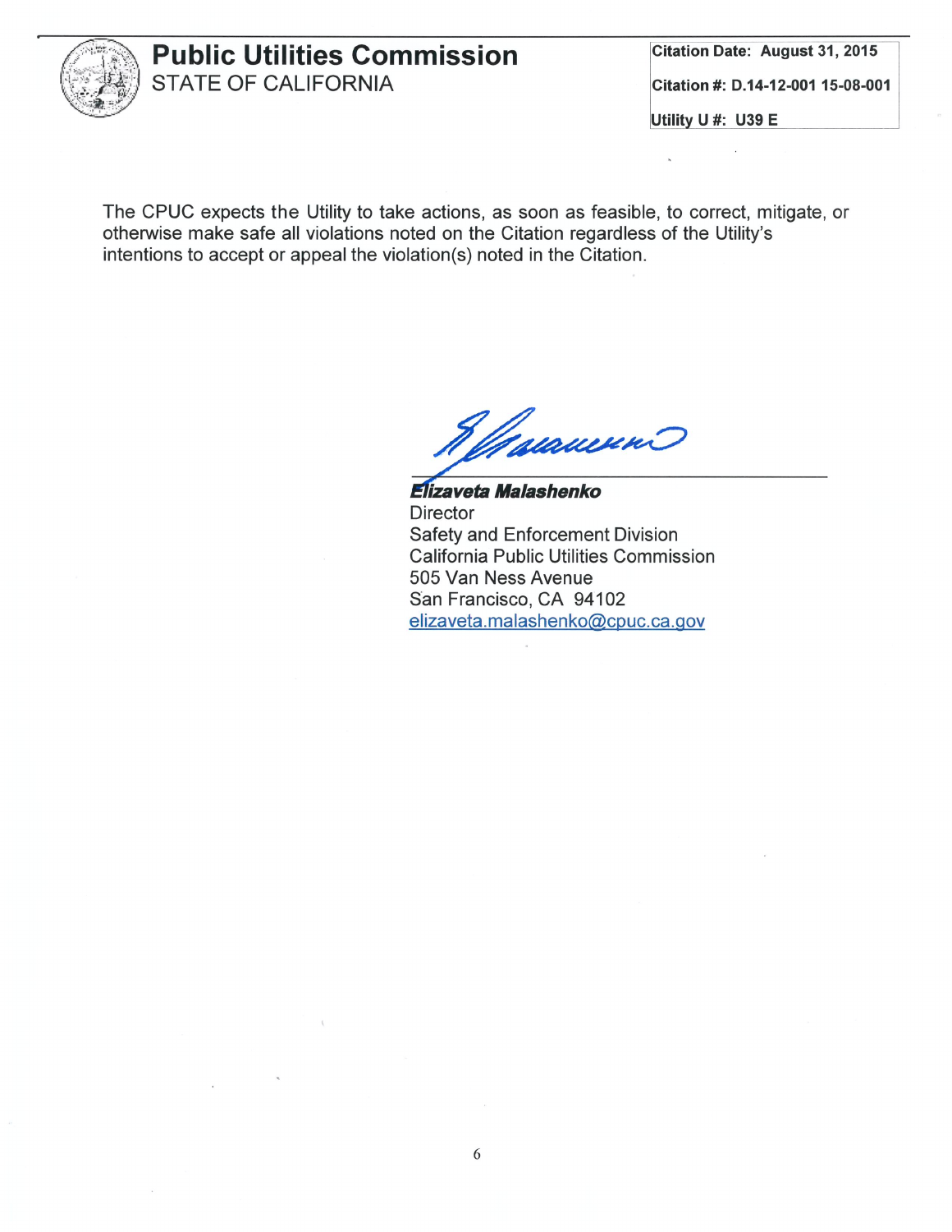# Public Utilities Commission
STATE OF CALIFORNIA

| Citation Date: August 31, 2015 |
|---|
| Citation #: D.14-12-001 15-08-001 |
| Utility U #: U39 E |

The CPUC expects the Utility to take actions, as soon as feasible, to correct, mitigate, or otherwise make safe all violations noted on the Citation regardless of the Utility's intentions to accept or appeal the violation(s) noted in the Citation.

***Elizaveta Malashenko***
Director
Safety and Enforcement Division
California Public Utilities Commission
505 Van Ness Avenue
San Francisco, CA 94102
elizaveta.malashenko@cpuc.ca.gov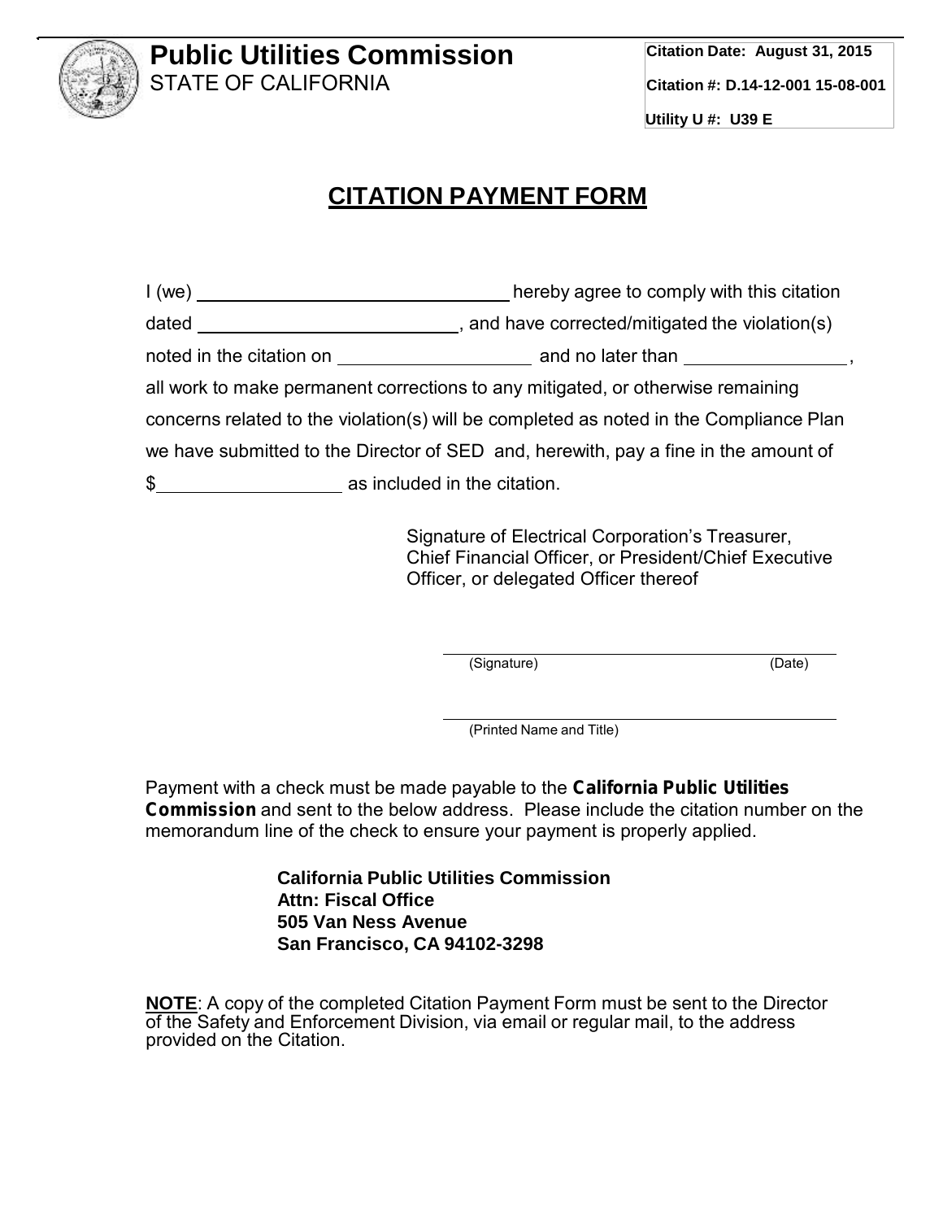**Public Utilities Commission**
STATE OF CALIFORNIA

**Citation Date: August 31, 2015**
**Citation #: D.14-12-001 15-08-001**
**Utility U #: U39 E**

## CITATION PAYMENT FORM

I (we) ______________________________ hereby agree to comply with this citation dated _________________________, and have corrected/mitigated the violation(s) noted in the citation on __________________ and no later than ________________, all work to make permanent corrections to any mitigated, or otherwise remaining concerns related to the violation(s) will be completed as noted in the Compliance Plan we have submitted to the Director of SED and, herewith, pay a fine in the amount of $__________________ as included in the citation.

Signature of Electrical Corporation's Treasurer, Chief Financial Officer, or President/Chief Executive Officer, or delegated Officer thereof

_____________________________________________
(Signature) (Date)

_____________________________________________
(Printed Name and Title)

Payment with a check must be made payable to the **California Public Utilities Commission** and sent to the below address. Please include the citation number on the memorandum line of the check to ensure your payment is properly applied.

**California Public Utilities Commission**
**Attn: Fiscal Office**
**505 Van Ness Avenue**
**San Francisco, CA 94102-3298**

**NOTE**: A copy of the completed Citation Payment Form must be sent to the Director of the Safety and Enforcement Division, via email or regular mail, to the address provided on the Citation.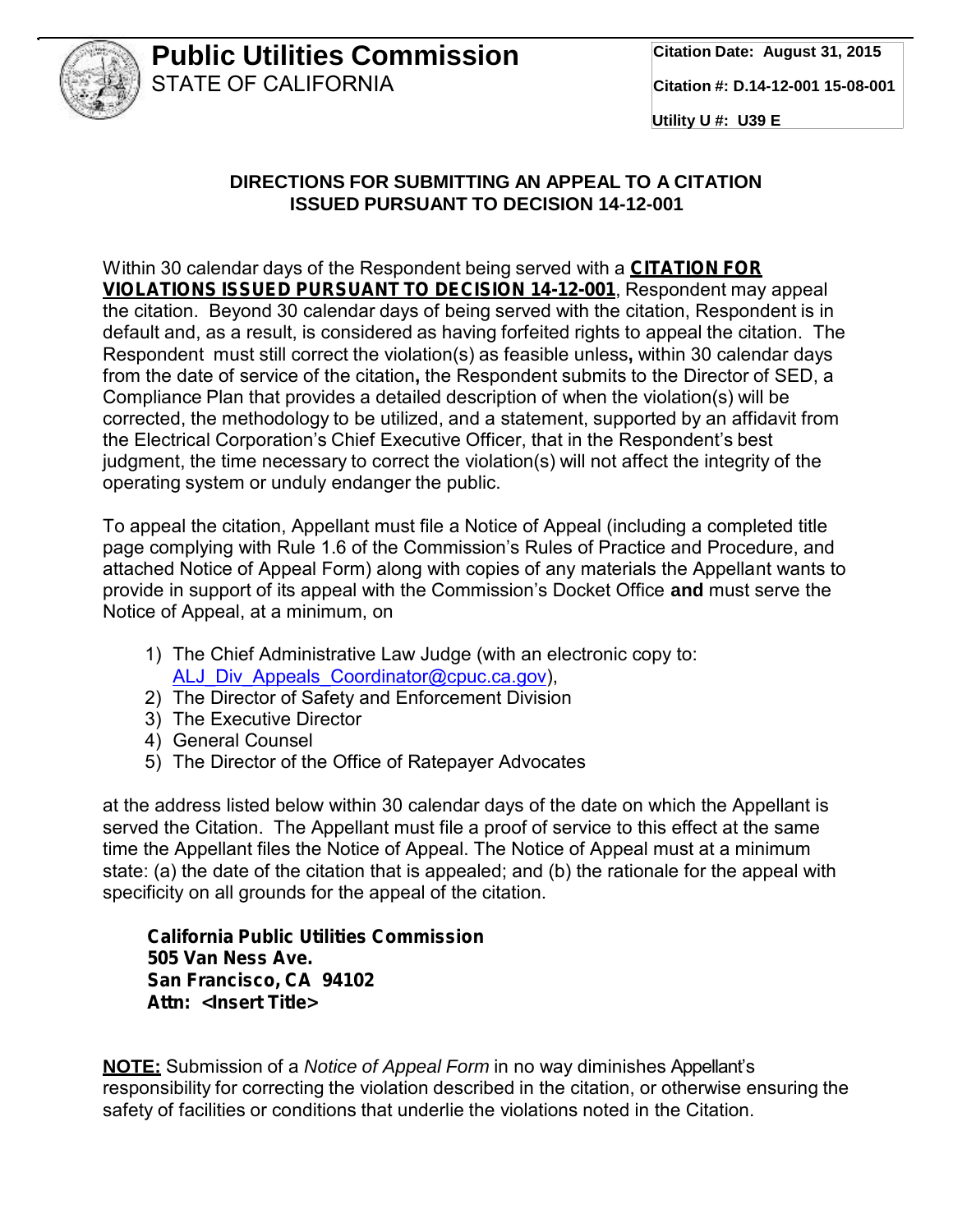# Public Utilities Commission
STATE OF CALIFORNIA

**Citation Date: August 31, 2015**

**Citation #: D.14-12-001 15-08-001**

**Utility U #: U39 E**

### DIRECTIONS FOR SUBMITTING AN APPEAL TO A CITATION ISSUED PURSUANT TO DECISION 14-12-001

Within 30 calendar days of the Respondent being served with a **CITATION FOR VIOLATIONS ISSUED PURSUANT TO DECISION 14-12-001**, Respondent may appeal the citation. Beyond 30 calendar days of being served with the citation, Respondent is in default and, as a result, is considered as having forfeited rights to appeal the citation. The Respondent must still correct the violation(s) as feasible unless**,** within 30 calendar days from the date of service of the citation**,** the Respondent submits to the Director of SED, a Compliance Plan that provides a detailed description of when the violation(s) will be corrected, the methodology to be utilized, and a statement, supported by an affidavit from the Electrical Corporation's Chief Executive Officer, that in the Respondent's best judgment, the time necessary to correct the violation(s) will not affect the integrity of the operating system or unduly endanger the public.

To appeal the citation, Appellant must file a Notice of Appeal (including a completed title page complying with Rule 1.6 of the Commission's Rules of Practice and Procedure, and attached Notice of Appeal Form) along with copies of any materials the Appellant wants to provide in support of its appeal with the Commission's Docket Office **and** must serve the Notice of Appeal, at a minimum, on

1) The Chief Administrative Law Judge (with an electronic copy to: ALJ_Div_Appeals_Coordinator@cpuc.ca.gov),
2) The Director of Safety and Enforcement Division
3) The Executive Director
4) General Counsel
5) The Director of the Office of Ratepayer Advocates

at the address listed below within 30 calendar days of the date on which the Appellant is served the Citation. The Appellant must file a proof of service to this effect at the same time the Appellant files the Notice of Appeal. The Notice of Appeal must at a minimum state: (a) the date of the citation that is appealed; and (b) the rationale for the appeal with specificity on all grounds for the appeal of the citation.

**California Public Utilities Commission**
**505 Van Ness Ave.**
**San Francisco, CA 94102**
**Attn: <Insert Title>**

**NOTE:** Submission of a *Notice of Appeal Form* in no way diminishes Appellant's responsibility for correcting the violation described in the citation, or otherwise ensuring the safety of facilities or conditions that underlie the violations noted in the Citation.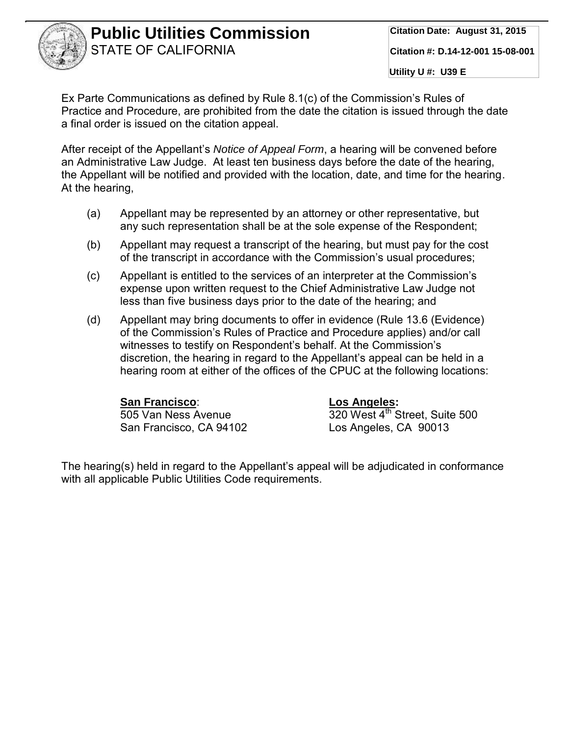Ex Parte Communications as defined by Rule 8.1(c) of the Commission's Rules of Practice and Procedure, are prohibited from the date the citation is issued through the date a final order is issued on the citation appeal.

After receipt of the Appellant's *Notice of Appeal Form*, a hearing will be convened before an Administrative Law Judge. At least ten business days before the date of the hearing, the Appellant will be notified and provided with the location, date, and time for the hearing. At the hearing,

(a) Appellant may be represented by an attorney or other representative, but any such representation shall be at the sole expense of the Respondent;

(b) Appellant may request a transcript of the hearing, but must pay for the cost of the transcript in accordance with the Commission's usual procedures;

(c) Appellant is entitled to the services of an interpreter at the Commission's expense upon written request to the Chief Administrative Law Judge not less than five business days prior to the date of the hearing; and

(d) Appellant may bring documents to offer in evidence (Rule 13.6 (Evidence) of the Commission's Rules of Practice and Procedure applies) and/or call witnesses to testify on Respondent's behalf. At the Commission's discretion, the hearing in regard to the Appellant's appeal can be held in a hearing room at either of the offices of the CPUC at the following locations:

**San Francisco**:
505 Van Ness Avenue
San Francisco, CA 94102

**Los Angeles:**
320 West 4th Street, Suite 500
Los Angeles, CA 90013

The hearing(s) held in regard to the Appellant's appeal will be adjudicated in conformance with all applicable Public Utilities Code requirements.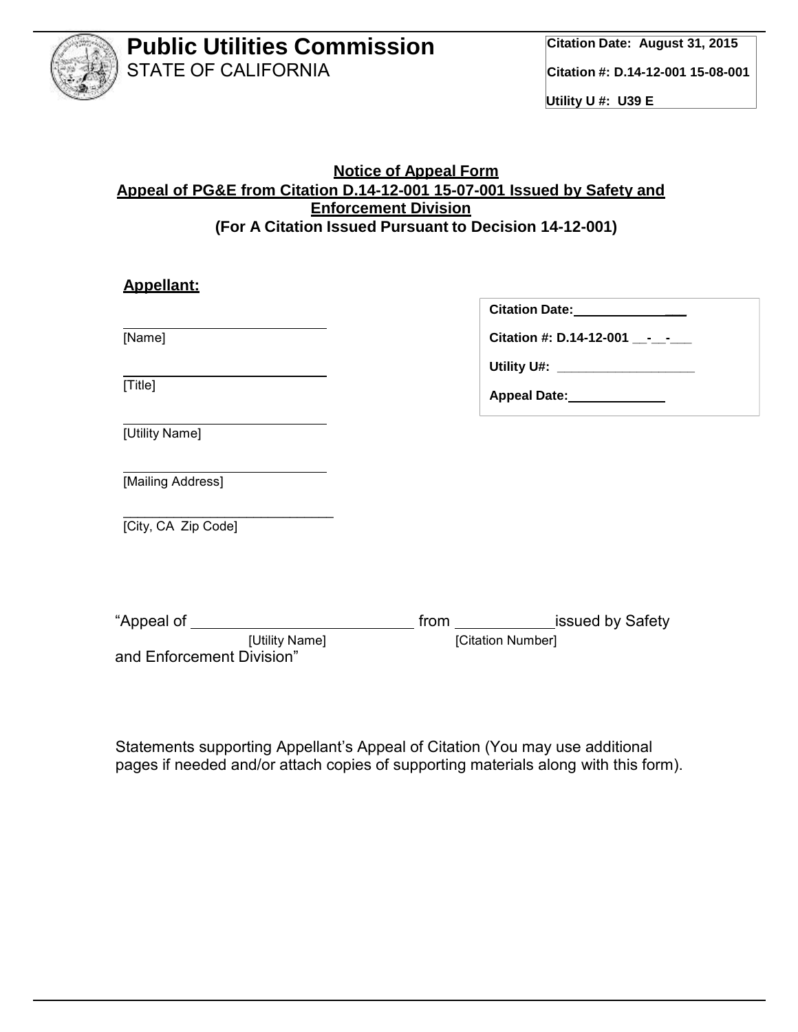# Public Utilities Commission
STATE OF CALIFORNIA

**Citation Date: August 31, 2015**

**Citation #: D.14-12-001 15-08-001**

**Utility U #: U39 E**

**Notice of Appeal Form**

**Appeal of PG&E from Citation D.14-12-001 15-07-001 Issued by Safety and Enforcement Division**

**(For A Citation Issued Pursuant to Decision 14-12-001)**

**Appellant:**

___________________________
[Name]

___________________________
[Title]

___________________________
[Utility Name]

___________________________
[Mailing Address]

___________________________
[City, CA Zip Code]

**Citation Date:** ______________

**Citation #: D.14-12-001 __-__-___**

**Utility U#:** ___________________

**Appeal Date:** ______________

"Appeal of ___________________________ from ____________ issued by Safety and Enforcement Division"

[Utility Name] [Citation Number]

Statements supporting Appellant's Appeal of Citation (You may use additional pages if needed and/or attach copies of supporting materials along with this form).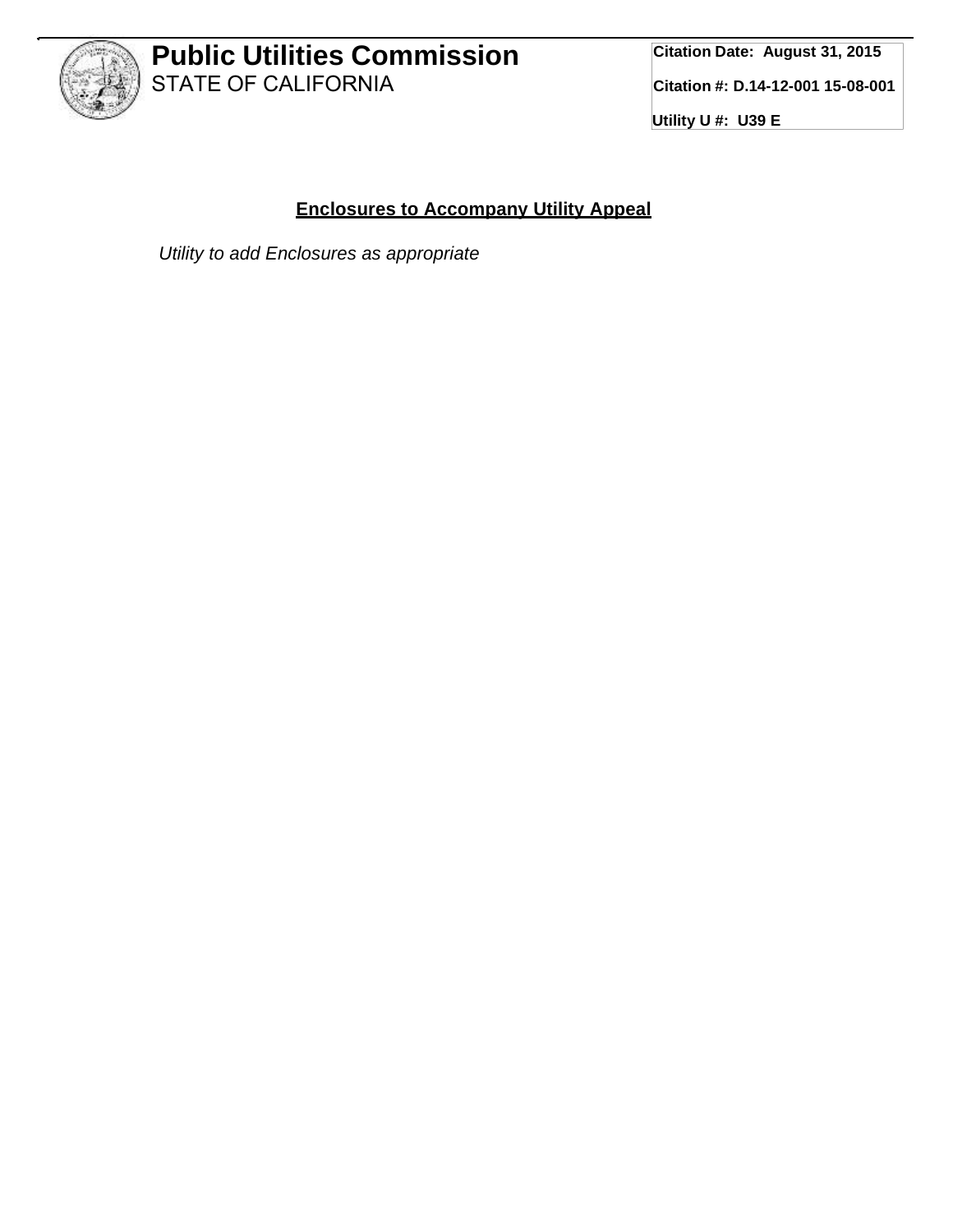**Public Utilities Commission**
STATE OF CALIFORNIA

| | |
|---|---|
| **Citation Date: August 31, 2015** | |
| **Citation #: D.14-12-001 15-08-001** | |
| **Utility U #: U39 E** | |

**Enclosures to Accompany Utility Appeal**

*Utility to add Enclosures as appropriate*